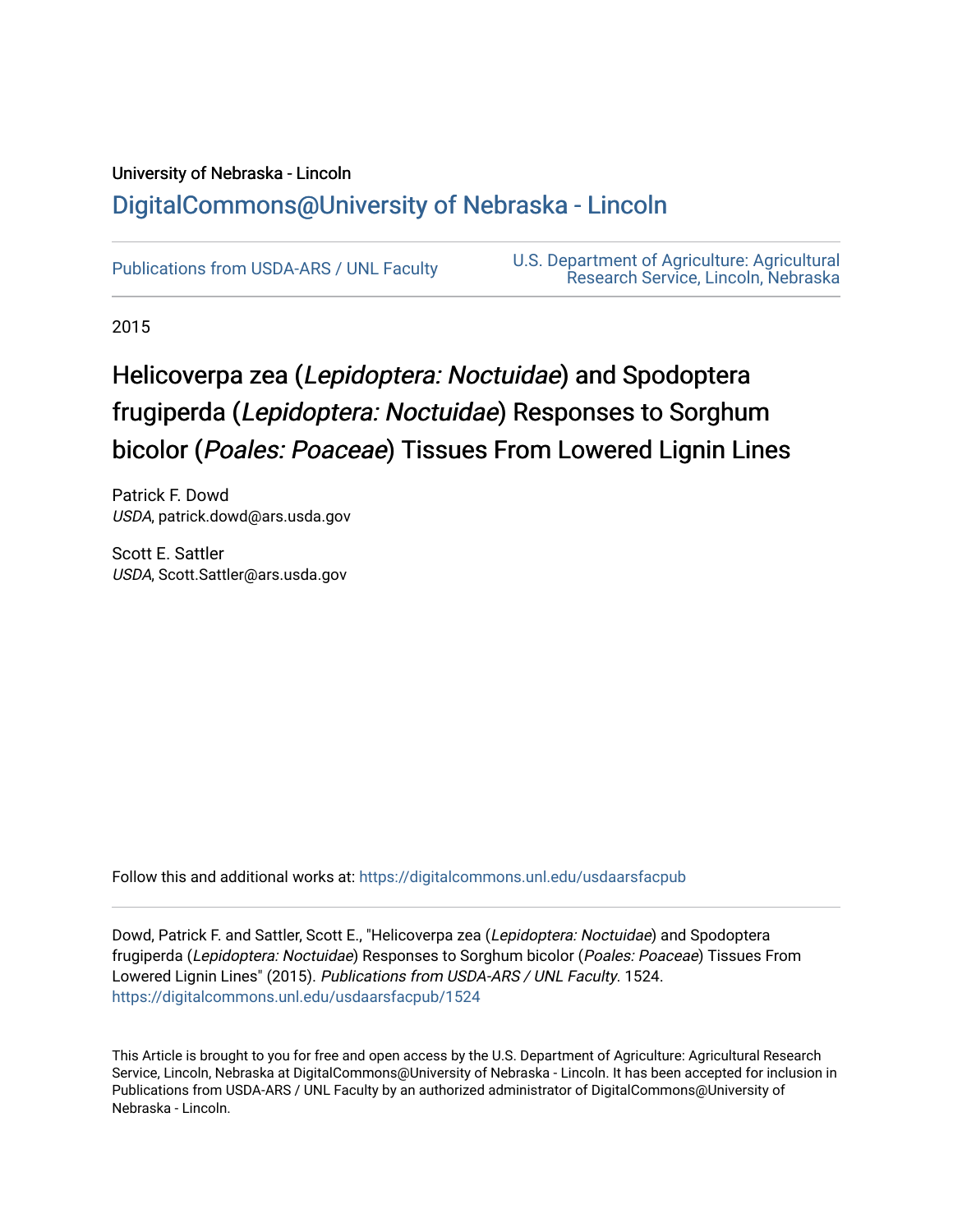University of Nebraska - Lincoln

## DigitalCommons@University of Nebraska - Lincoln

Publications from USDA-ARS / UNL Faculty

U.S. Department of Agriculture: Agricultural Research Service, Lincoln, Nebraska

2015

# Helicoverpa zea (*Lepidoptera: Noctuidae*) and Spodoptera frugiperda (*Lepidoptera: Noctuidae*) Responses to Sorghum bicolor (*Poales: Poaceae*) Tissues From Lowered Lignin Lines

Patrick F. Dowd
*USDA*, patrick.dowd@ars.usda.gov

Scott E. Sattler
*USDA*, Scott.Sattler@ars.usda.gov

Follow this and additional works at: https://digitalcommons.unl.edu/usdaarsfacpub

Dowd, Patrick F. and Sattler, Scott E., "Helicoverpa zea (*Lepidoptera: Noctuidae*) and Spodoptera frugiperda (*Lepidoptera: Noctuidae*) Responses to Sorghum bicolor (*Poales: Poaceae*) Tissues From Lowered Lignin Lines" (2015). *Publications from USDA-ARS / UNL Faculty*. 1524.
https://digitalcommons.unl.edu/usdaarsfacpub/1524

This Article is brought to you for free and open access by the U.S. Department of Agriculture: Agricultural Research Service, Lincoln, Nebraska at DigitalCommons@University of Nebraska - Lincoln. It has been accepted for inclusion in Publications from USDA-ARS / UNL Faculty by an authorized administrator of DigitalCommons@University of Nebraska - Lincoln.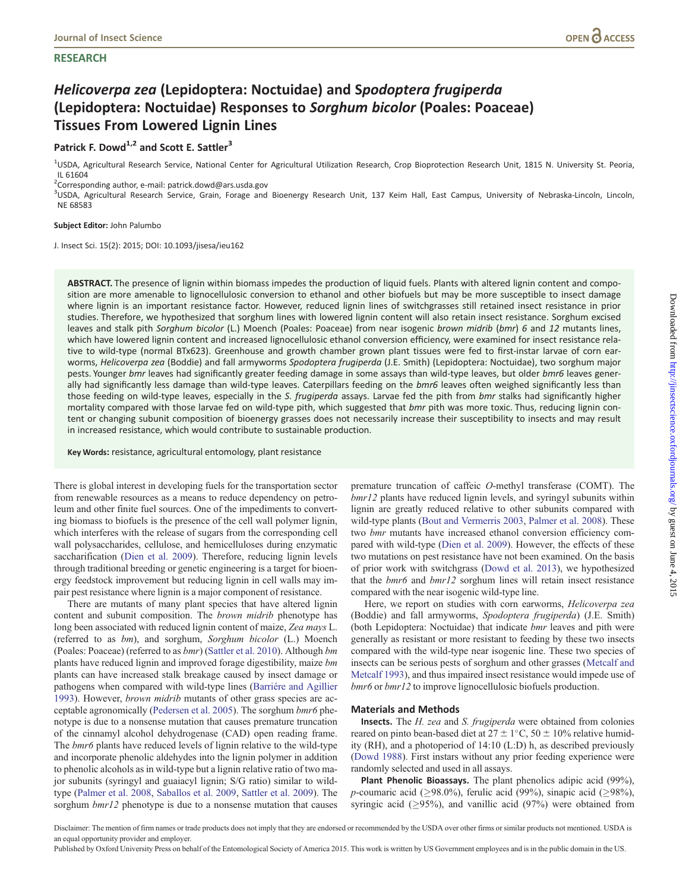# *Helicoverpa zea* (Lepidoptera: Noctuidae) and S*podoptera frugiperda* (Lepidoptera: Noctuidae) Responses to *Sorghum bicolor* (Poales: Poaceae) Tissues From Lowered Lignin Lines

**Patrick F. Dowd[1,2] and Scott E. Sattler[3]**

[1]USDA, Agricultural Research Service, National Center for Agricultural Utilization Research, Crop Bioprotection Research Unit, 1815 N. University St. Peoria, IL 61604

[2]Corresponding author, e-mail: patrick.dowd@ars.usda.gov

[3]USDA, Agricultural Research Service, Grain, Forage and Bioenergy Research Unit, 137 Keim Hall, East Campus, University of Nebraska-Lincoln, Lincoln, NE 68583

**Subject Editor:** John Palumbo

J. Insect Sci. 15(2): 2015; DOI: 10.1093/jisesa/ieu162

**ABSTRACT.** The presence of lignin within biomass impedes the production of liquid fuels. Plants with altered lignin content and composition are more amenable to lignocellulosic conversion to ethanol and other biofuels but may be more susceptible to insect damage where lignin is an important resistance factor. However, reduced lignin lines of switchgrasses still retained insect resistance in prior studies. Therefore, we hypothesized that sorghum lines with lowered lignin content will also retain insect resistance. Sorghum excised leaves and stalk pith *Sorghum bicolor* (L.) Moench (Poales: Poaceae) from near isogenic *brown midrib* (*bmr*) *6* and *12* mutants lines, which have lowered lignin content and increased lignocellulosic ethanol conversion efficiency, were examined for insect resistance relative to wild-type (normal BTx623). Greenhouse and growth chamber grown plant tissues were fed to first-instar larvae of corn earworms, *Helicoverpa zea* (Boddie) and fall armyworms *Spodoptera frugiperda* (J.E. Smith) (Lepidoptera: Noctuidae), two sorghum major pests. Younger *bmr* leaves had significantly greater feeding damage in some assays than wild-type leaves, but older *bmr6* leaves generally had significantly less damage than wild-type leaves. Caterpillars feeding on the *bmr6* leaves often weighed significantly less than those feeding on wild-type leaves, especially in the *S. frugiperda* assays. Larvae fed the pith from *bmr* stalks had significantly higher mortality compared with those larvae fed on wild-type pith, which suggested that *bmr* pith was more toxic. Thus, reducing lignin content or changing subunit composition of bioenergy grasses does not necessarily increase their susceptibility to insects and may result in increased resistance, which would contribute to sustainable production.

**Key Words:** resistance, agricultural entomology, plant resistance

There is global interest in developing fuels for the transportation sector from renewable resources as a means to reduce dependency on petroleum and other finite fuel sources. One of the impediments to converting biomass to biofuels is the presence of the cell wall polymer lignin, which interferes with the release of sugars from the corresponding cell wall polysaccharides, cellulose, and hemicelluloses during enzymatic saccharification (Dien et al. 2009). Therefore, reducing lignin levels through traditional breeding or genetic engineering is a target for bioenergy feedstock improvement but reducing lignin in cell walls may impair pest resistance where lignin is a major component of resistance.

There are mutants of many plant species that have altered lignin content and subunit composition. The *brown midrib* phenotype has long been associated with reduced lignin content of maize, *Zea mays* L. (referred to as *bm*), and sorghum, *Sorghum bicolor* (L.) Moench (Poales: Poaceae) (referred to as *bmr*) (Sattler et al. 2010). Although *bm* plants have reduced lignin and improved forage digestibility, maize *bm* plants can have increased stalk breakage caused by insect damage or pathogens when compared with wild-type lines (Barriére and Agillier 1993). However, *brown midrib* mutants of other grass species are acceptable agronomically (Pedersen et al. 2005). The sorghum *bmr6* phenotype is due to a nonsense mutation that causes premature truncation of the cinnamyl alcohol dehydrogenase (CAD) open reading frame. The *bmr6* plants have reduced levels of lignin relative to the wild-type and incorporate phenolic aldehydes into the lignin polymer in addition to phenolic alcohols as in wild-type but a lignin relative ratio of two major subunits (syringyl and guaiacyl lignin; S/G ratio) similar to wild-type (Palmer et al. 2008, Saballos et al. 2009, Sattler et al. 2009). The sorghum *bmr12* phenotype is due to a nonsense mutation that causes premature truncation of caffeic *O*-methyl transferase (COMT). The *bmr12* plants have reduced lignin levels, and syringyl subunits within lignin are greatly reduced relative to other subunits compared with wild-type plants (Bout and Vermerris 2003, Palmer et al. 2008). These two *bmr* mutants have increased ethanol conversion efficiency compared with wild-type (Dien et al. 2009). However, the effects of these two mutations on pest resistance have not been examined. On the basis of prior work with switchgrass (Dowd et al. 2013), we hypothesized that the *bmr6* and *bmr12* sorghum lines will retain insect resistance compared with the near isogenic wild-type line.

Here, we report on studies with corn earworms, *Helicoverpa zea* (Boddie) and fall armyworms, *Spodoptera frugiperda*) (J.E. Smith) (both Lepidoptera: Noctuidae) that indicate *bmr* leaves and pith were generally as resistant or more resistant to feeding by these two insects compared with the wild-type near isogenic line. These two species of insects can be serious pests of sorghum and other grasses (Metcalf and Metcalf 1993), and thus impaired insect resistance would impede use of *bmr6* or *bmr12* to improve lignocellulosic biofuels production.

## Materials and Methods

**Insects.** The *H. zea* and *S. frugiperda* were obtained from colonies reared on pinto bean-based diet at 27 ± 1°C, 50 ± 10% relative humidity (RH), and a photoperiod of 14:10 (L:D) h, as described previously (Dowd 1988). First instars without any prior feeding experience were randomly selected and used in all assays.

**Plant Phenolic Bioassays.** The plant phenolics adipic acid (99%), *p*-coumaric acid (≥98.0%), ferulic acid (99%), sinapic acid (≥98%), syringic acid (≥95%), and vanillic acid (97%) were obtained from

Disclaimer: The mention of firm names or trade products does not imply that they are endorsed or recommended by the USDA over other firms or similar products not mentioned. USDA is an equal opportunity provider and employer.

Published by Oxford University Press on behalf of the Entomological Society of America 2015. This work is written by US Government employees and is in the public domain in the US.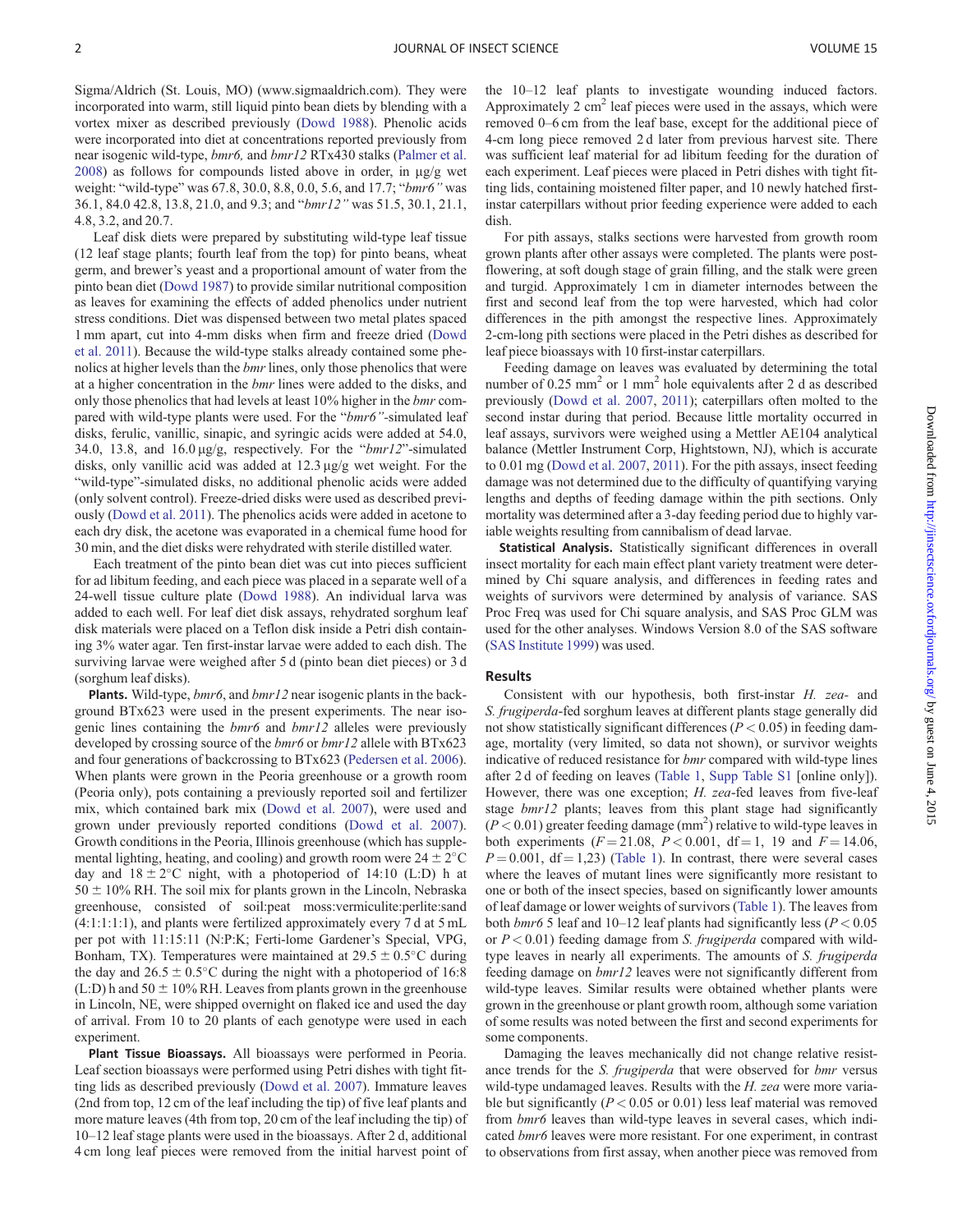Sigma/Aldrich (St. Louis, MO) (www.sigmaaldrich.com). They were incorporated into warm, still liquid pinto bean diets by blending with a vortex mixer as described previously (Dowd 1988). Phenolic acids were incorporated into diet at concentrations reported previously from near isogenic wild-type, *bmr6,* and *bmr12* RTx430 stalks (Palmer et al. 2008) as follows for compounds listed above in order, in µg/g wet weight: "wild-type" was 67.8, 30.0, 8.8, 0.0, 5.6, and 17.7; "*bmr6"* was 36.1, 84.0 42.8, 13.8, 21.0, and 9.3; and "*bmr12"* was 51.5, 30.1, 21.1, 4.8, 3.2, and 20.7.

Leaf disk diets were prepared by substituting wild-type leaf tissue (12 leaf stage plants; fourth leaf from the top) for pinto beans, wheat germ, and brewer's yeast and a proportional amount of water from the pinto bean diet (Dowd 1987) to provide similar nutritional composition as leaves for examining the effects of added phenolics under nutrient stress conditions. Diet was dispensed between two metal plates spaced 1 mm apart, cut into 4-mm disks when firm and freeze dried (Dowd et al. 2011). Because the wild-type stalks already contained some phenolics at higher levels than the *bmr* lines, only those phenolics that were at a higher concentration in the *bmr* lines were added to the disks, and only those phenolics that had levels at least 10% higher in the *bmr* compared with wild-type plants were used. For the "*bmr6"*-simulated leaf disks, ferulic, vanillic, sinapic, and syringic acids were added at 54.0, 34.0, 13.8, and 16.0 µg/g, respectively. For the "*bmr12*"-simulated disks, only vanillic acid was added at 12.3 µg/g wet weight. For the "wild-type"-simulated disks, no additional phenolic acids were added (only solvent control). Freeze-dried disks were used as described previously (Dowd et al. 2011). The phenolics acids were added in acetone to each dry disk, the acetone was evaporated in a chemical fume hood for 30 min, and the diet disks were rehydrated with sterile distilled water.

Each treatment of the pinto bean diet was cut into pieces sufficient for ad libitum feeding, and each piece was placed in a separate well of a 24-well tissue culture plate (Dowd 1988). An individual larva was added to each well. For leaf diet disk assays, rehydrated sorghum leaf disk materials were placed on a Teflon disk inside a Petri dish containing 3% water agar. Ten first-instar larvae were added to each dish. The surviving larvae were weighed after 5 d (pinto bean diet pieces) or 3 d (sorghum leaf disks).

**Plants.** Wild-type, *bmr6*, and *bmr12* near isogenic plants in the background BTx623 were used in the present experiments. The near isogenic lines containing the *bmr6* and *bmr12* alleles were previously developed by crossing source of the *bmr6* or *bmr12* allele with BTx623 and four generations of backcrossing to BTx623 (Pedersen et al. 2006). When plants were grown in the Peoria greenhouse or a growth room (Peoria only), pots containing a previously reported soil and fertilizer mix, which contained bark mix (Dowd et al. 2007), were used and grown under previously reported conditions (Dowd et al. 2007). Growth conditions in the Peoria, Illinois greenhouse (which has supplemental lighting, heating, and cooling) and growth room were $24 \pm 2$°C day and $18 \pm 2$°C night, with a photoperiod of 14:10 (L:D) h at $50 \pm 10$% RH. The soil mix for plants grown in the Lincoln, Nebraska greenhouse, consisted of soil:peat moss:vermiculite:perlite:sand (4:1:1:1:1), and plants were fertilized approximately every 7 d at 5 mL per pot with 11:15:11 (N:P:K; Ferti-lome Gardener's Special, VPG, Bonham, TX). Temperatures were maintained at $29.5 \pm 0.5$°C during the day and $26.5 \pm 0.5$°C during the night with a photoperiod of 16:8 (L:D) h and $50 \pm 10$% RH. Leaves from plants grown in the greenhouse in Lincoln, NE, were shipped overnight on flaked ice and used the day of arrival. From 10 to 20 plants of each genotype were used in each experiment.

**Plant Tissue Bioassays.** All bioassays were performed in Peoria. Leaf section bioassays were performed using Petri dishes with tight fitting lids as described previously (Dowd et al. 2007). Immature leaves (2nd from top, 12 cm of the leaf including the tip) of five leaf plants and more mature leaves (4th from top, 20 cm of the leaf including the tip) of 10–12 leaf stage plants were used in the bioassays. After 2 d, additional 4 cm long leaf pieces were removed from the initial harvest point of the 10–12 leaf plants to investigate wounding induced factors. Approximately 2 cm$^2$ leaf pieces were used in the assays, which were removed 0–6 cm from the leaf base, except for the additional piece of 4-cm long piece removed 2 d later from previous harvest site. There was sufficient leaf material for ad libitum feeding for the duration of each experiment. Leaf pieces were placed in Petri dishes with tight fitting lids, containing moistened filter paper, and 10 newly hatched first-instar caterpillars without prior feeding experience were added to each dish.

For pith assays, stalks sections were harvested from growth room grown plants after other assays were completed. The plants were post-flowering, at soft dough stage of grain filling, and the stalk were green and turgid. Approximately 1 cm in diameter internodes between the first and second leaf from the top were harvested, which had color differences in the pith amongst the respective lines. Approximately 2-cm-long pith sections were placed in the Petri dishes as described for leaf piece bioassays with 10 first-instar caterpillars.

Feeding damage on leaves was evaluated by determining the total number of 0.25 mm$^2$ or 1 mm$^2$ hole equivalents after 2 d as described previously (Dowd et al. 2007, 2011); caterpillars often molted to the second instar during that period. Because little mortality occurred in leaf assays, survivors were weighed using a Mettler AE104 analytical balance (Mettler Instrument Corp, Hightstown, NJ), which is accurate to 0.01 mg (Dowd et al. 2007, 2011). For the pith assays, insect feeding damage was not determined due to the difficulty of quantifying varying lengths and depths of feeding damage within the pith sections. Only mortality was determined after a 3-day feeding period due to highly variable weights resulting from cannibalism of dead larvae.

**Statistical Analysis.** Statistically significant differences in overall insect mortality for each main effect plant variety treatment were determined by Chi square analysis, and differences in feeding rates and weights of survivors were determined by analysis of variance. SAS Proc Freq was used for Chi square analysis, and SAS Proc GLM was used for the other analyses. Windows Version 8.0 of the SAS software (SAS Institute 1999) was used.

## Results

Consistent with our hypothesis, both first-instar *H. zea*- and *S. frugiperda*-fed sorghum leaves at different plants stage generally did not show statistically significant differences ($P < 0.05$) in feeding damage, mortality (very limited, so data not shown), or survivor weights indicative of reduced resistance for *bmr* compared with wild-type lines after 2 d of feeding on leaves (Table 1, Supp Table S1 [online only]). However, there was one exception; *H. zea*-fed leaves from five-leaf stage *bmr12* plants; leaves from this plant stage had significantly ($P < 0.01$) greater feeding damage (mm$^2$) relative to wild-type leaves in both experiments ($F = 21.08$, $P < 0.001$, df = 1, 19 and $F = 14.06$, $P = 0.001$, df = 1,23) (Table 1). In contrast, there were several cases where the leaves of mutant lines were significantly more resistant to one or both of the insect species, based on significantly lower amounts of leaf damage or lower weights of survivors (Table 1). The leaves from both *bmr6* 5 leaf and 10–12 leaf plants had significantly less ($P < 0.05$ or $P < 0.01$) feeding damage from *S. frugiperda* compared with wild-type leaves in nearly all experiments. The amounts of *S. frugiperda* feeding damage on *bmr12* leaves were not significantly different from wild-type leaves. Similar results were obtained whether plants were grown in the greenhouse or plant growth room, although some variation of some results was noted between the first and second experiments for some components.

Damaging the leaves mechanically did not change relative resistance trends for the *S. frugiperda* that were observed for *bmr* versus wild-type undamaged leaves. Results with the *H. zea* were more variable but significantly ($P < 0.05$ or 0.01) less leaf material was removed from *bmr6* leaves than wild-type leaves in several cases, which indicated *bmr6* leaves were more resistant. For one experiment, in contrast to observations from first assay, when another piece was removed from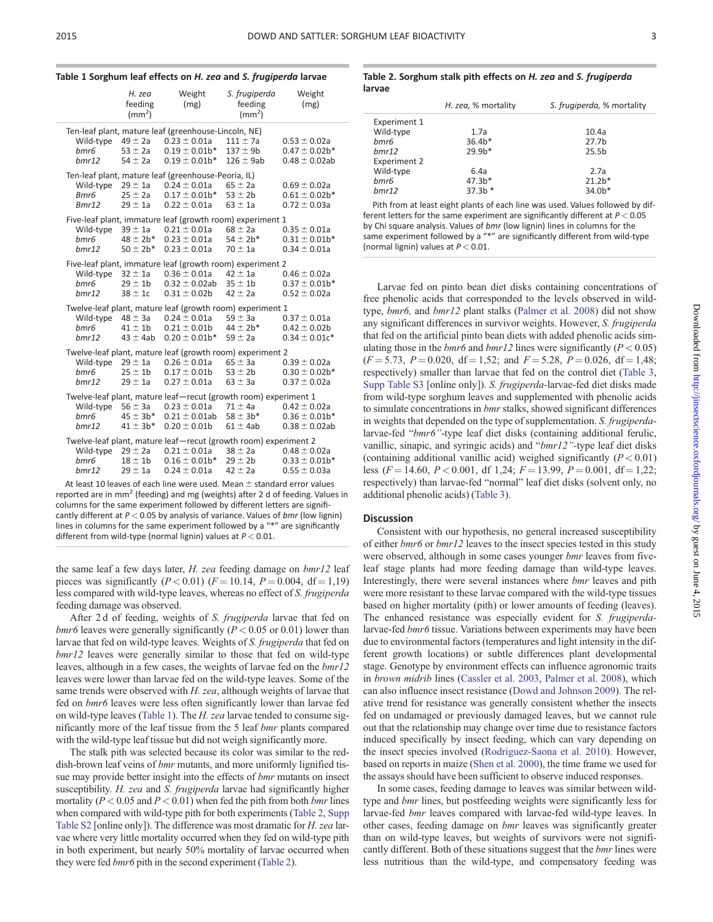**Table 1 Sorghum leaf effects on *H. zea* and *S. frugiperda* larvae**

| | *H. zea* feeding (mm²) | Weight (mg) | *S. frugiperda* feeding (mm²) | Weight (mg) |
|---|---|---|---|---|
| Ten-leaf plant, mature leaf (greenhouse-Lincoln, NE) | | | | |
| Wild-type | 49 ± 2a | 0.23 ± 0.01a | 111 ± 7a | 0.53 ± 0.02a |
| *bmr6* | 53 ± 2a | 0.19 ± 0.01b* | 137 ± 9b | 0.47 ± 0.02b* |
| *bmr12* | 54 ± 2a | 0.19 ± 0.01b* | 126 ± 9ab | 0.48 ± 0.02ab |
| Ten-leaf plant, mature leaf (greenhouse-Peoria, IL) | | | | |
| Wild-type | 29 ± 1a | 0.24 ± 0.01a | 65 ± 2a | 0.69 ± 0.02a |
| *Bmr6* | 25 ± 2a | 0.17 ± 0.01b* | 53 ± 2b | 0.61 ± 0.02b* |
| *Bmr12* | 29 ± 1a | 0.22 ± 0.01a | 63 ± 1a | 0.72 ± 0.03a |
| Five-leaf plant, immature leaf (growth room) experiment 1 | | | | |
| Wild-type | 39 ± 1a | 0.21 ± 0.01a | 68 ± 2a | 0.35 ± 0.01a |
| *bmr6* | 48 ± 2b* | 0.23 ± 0.01a | 54 ± 2b* | 0.31 ± 0.01b* |
| *bmr12* | 50 ± 2b* | 0.23 ± 0.01a | 70 ± 1a | 0.34 ± 0.01a |
| Five-leaf plant, immature leaf (growth room) experiment 2 | | | | |
| Wild-type | 32 ± 1a | 0.36 ± 0.01a | 42 ± 1a | 0.46 ± 0.02a |
| *bmr6* | 29 ± 1b | 0.32 ± 0.02ab | 35 ± 1b | 0.37 ± 0.01b* |
| *bmr12* | 38 ± 1c | 0.31 ± 0.02b | 42 ± 2a | 0.52 ± 0.02a |
| Twelve-leaf plant, mature leaf (growth room) experiment 1 | | | | |
| Wild-type | 48 ± 3a | 0.24 ± 0.01a | 59 ± 3a | 0.37 ± 0.01a |
| *bmr6* | 41 ± 1b | 0.21 ± 0.01b | 44 ± 2b* | 0.42 ± 0.02b |
| *bmr12* | 43 ± 4ab | 0.20 ± 0.01b* | 59 ± 2a | 0.34 ± 0.01c* |
| Twelve-leaf plant, mature leaf (growth room) experiment 2 | | | | |
| Wild-type | 29 ± 1a | 0.26 ± 0.01a | 65 ± 3a | 0.39 ± 0.02a |
| *bmr6* | 25 ± 1b | 0.17 ± 0.01b | 53 ± 2b | 0.30 ± 0.02b* |
| *bmr12* | 29 ± 1a | 0.27 ± 0.01a | 63 ± 3a | 0.37 ± 0.02a |
| Twelve-leaf plant, mature leaf—recut (growth room) experiment 1 | | | | |
| Wild-type | 56 ± 3a | 0.23 ± 0.01a | 71 ± 4a | 0.42 ± 0.02a |
| *bmr6* | 45 ± 3b* | 0.21 ± 0.01ab | 58 ± 3b* | 0.36 ± 0.01b* |
| *bmr12* | 41 ± 3b* | 0.20 ± 0.01b | 61 ± 4ab | 0.38 ± 0.02ab |
| Twelve-leaf plant, mature leaf—recut (growth room) experiment 2 | | | | |
| Wild-type | 29 ± 2a | 0.21 ± 0.01a | 38 ± 2a | 0.48 ± 0.02a |
| *bmr6* | 18 ± 1b | 0.16 ± 0.01b* | 29 ± 2b | 0.33 ± 0.01b* |
| *bmr12* | 29 ± 1a | 0.24 ± 0.01a | 42 ± 2a | 0.55 ± 0.03a |

At least 10 leaves of each line were used. Mean ± standard error values reported are in mm² (feeding) and mg (weights) after 2 d of feeding. Values in columns for the same experiment followed by different letters are significantly different at $P < 0.05$ by analysis of variance. Values of *bmr* (low lignin) lines in columns for the same experiment followed by a "*" are significantly different from wild-type (normal lignin) values at $P < 0.01$.

the same leaf a few days later, *H. zea* feeding damage on *bmr12* leaf pieces was significantly ($P < 0.01$) ($F = 10.14$, $P = 0.004$, df = 1,19) less compared with wild-type leaves, whereas no effect of *S. frugiperda* feeding damage was observed.

After 2 d of feeding, weights of *S. frugiperda* larvae that fed on *bmr6* leaves were generally significantly ($P < 0.05$ or 0.01) lower than larvae that fed on wild-type leaves. Weights of *S. frugiperda* that fed on *bmr12* leaves were generally similar to those that fed on wild-type leaves, although in a few cases, the weights of larvae fed on the *bmr12* leaves were lower than larvae fed on the wild-type leaves. Some of the same trends were observed with *H. zea*, although weights of larvae that fed on *bmr6* leaves were less often significantly lower than larvae fed on wild-type leaves (Table 1). The *H. zea* larvae tended to consume significantly more of the leaf tissue from the 5 leaf *bmr* plants compared with the wild-type leaf tissue but did not weigh significantly more.

The stalk pith was selected because its color was similar to the reddish-brown leaf veins of *bmr* mutants, and more uniformly lignified tissue may provide better insight into the effects of *bmr* mutants on insect susceptibility. *H. zea* and *S. frugiperda* larvae had significantly higher mortality ($P < 0.05$ and $P < 0.01$) when fed the pith from both *bmr* lines when compared with wild-type pith for both experiments (Table 2, Supp Table S2 [online only]). The difference was most dramatic for *H. zea* larvae where very little mortality occurred when they fed on wild-type pith in both experiment, but nearly 50% mortality of larvae occurred when they were fed *bmr6* pith in the second experiment (Table 2).

**Table 2. Sorghum stalk pith effects on *H. zea* and *S. frugiperda* larvae**

| | *H. zea*, % mortality | *S. frugiperda*, % mortality |
|---|---|---|
| Experiment 1 | | |
| Wild-type | 1.7a | 10.4a |
| *bmr6* | 36.4b* | 27.7b |
| *bmr12* | 29.9b* | 25.5b |
| Experiment 2 | | |
| Wild-type | 6.4a | 2.7a |
| *bmr6* | 47.3b* | 21.2b* |
| *bmr12* | 37.3b * | 34.0b* |

Pith from at least eight plants of each line was used. Values followed by different letters for the same experiment are significantly different at $P < 0.05$ by Chi square analysis. Values of *bmr* (low lignin) lines in columns for the same experiment followed by a "*" are significantly different from wild-type (normal lignin) values at $P < 0.01$.

Larvae fed on pinto bean diet disks containing concentrations of free phenolic acids that corresponded to the levels observed in wild-type, *bmr6,* and *bmr12* plant stalks (Palmer et al. 2008) did not show any significant differences in survivor weights. However, *S. frugiperda* that fed on the artificial pinto bean diets with added phenolic acids simulating those in the *bmr6* and *bmr12* lines were significantly ($P < 0.05$) ($F = 5.73$, $P = 0.020$, df = 1,52; and $F = 5.28$, $P = 0.026$, df = 1,48; respectively) smaller than larvae that fed on the control diet (Table 3, Supp Table S3 [online only]). *S. frugiperda*-larvae-fed diet disks made from wild-type sorghum leaves and supplemented with phenolic acids to simulate concentrations in *bmr* stalks, showed significant differences in weights that depended on the type of supplementation. *S. frugiperda*-larvae-fed "*bmr6"*-type leaf diet disks (containing additional ferulic, vanillic, sinapic, and syringic acids) and "*bmr12"*-type leaf diet disks (containing additional vanillic acid) weighed significantly ($P < 0.01$) less ($F = 14.60$, $P < 0.001$, df 1,24; $F = 13.99$, $P = 0.001$, df = 1,22; respectively) than larvae-fed "normal" leaf diet disks (solvent only, no additional phenolic acids) (Table 3).

## Discussion

Consistent with our hypothesis, no general increased susceptibility of either *bmr6* or *bmr12* leaves to the insect species tested in this study were observed, although in some cases younger *bmr* leaves from five-leaf stage plants had more feeding damage than wild-type leaves. Interestingly, there were several instances where *bmr* leaves and pith were more resistant to these larvae compared with the wild-type tissues based on higher mortality (pith) or lower amounts of feeding (leaves). The enhanced resistance was especially evident for *S. frugiperda*-larvae-fed *bmr6* tissue. Variations between experiments may have been due to environmental factors (temperatures and light intensity in the different growth locations) or subtle differences plant developmental stage. Genotype by environment effects can influence agronomic traits in *brown midrib* lines (Cassler et al. 2003, Palmer et al. 2008), which can also influence insect resistance (Dowd and Johnson 2009). The relative trend for resistance was generally consistent whether the insects fed on undamaged or previously damaged leaves, but we cannot rule out that the relationship may change over time due to resistance factors induced specifically by insect feeding, which can vary depending on the insect species involved (Rodriguez-Saona et al. 2010). However, based on reports in maize (Shen et al. 2000), the time frame we used for the assays should have been sufficient to observe induced responses.

In some cases, feeding damage to leaves was similar between wild-type and *bmr* lines, but postfeeding weights were significantly less for larvae-fed *bmr* leaves compared with larvae-fed wild-type leaves. In other cases, feeding damage on *bmr* leaves was significantly greater than on wild-type leaves, but weights of survivors were not significantly different. Both of these situations suggest that the *bmr* lines were less nutritious than the wild-type, and compensatory feeding was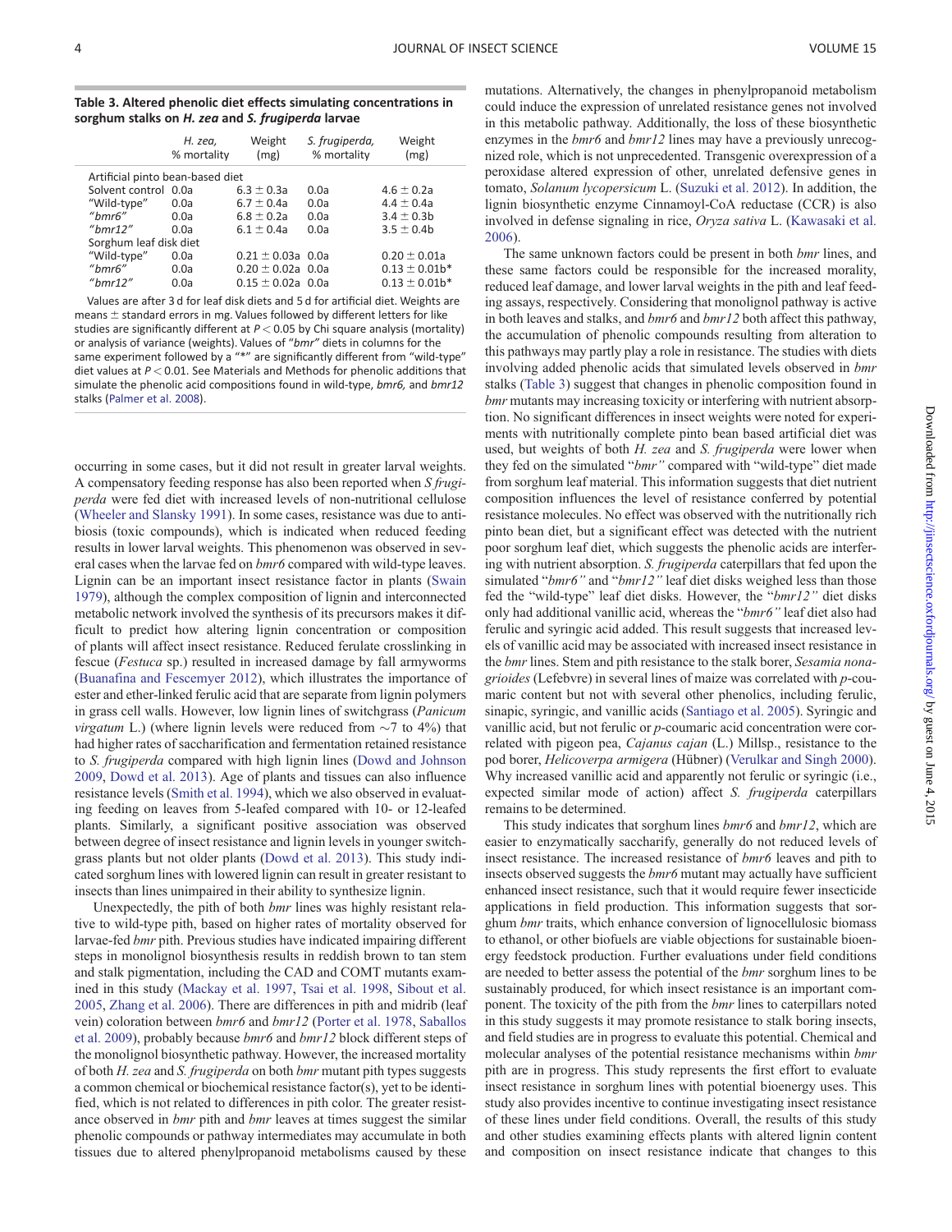**Table 3. Altered phenolic diet effects simulating concentrations in sorghum stalks on *H. zea* and *S. frugiperda* larvae**

| | *H. zea,* % mortality | Weight (mg) | *S. frugiperda,* % mortality | Weight (mg) |
|---|---|---|---|---|
| Artificial pinto bean-based diet | | | | |
| Solvent control | 0.0a | 6.3 ± 0.3a | 0.0a | 4.6 ± 0.2a |
| "Wild-type" | 0.0a | 6.7 ± 0.4a | 0.0a | 4.4 ± 0.4a |
| "*bmr6*" | 0.0a | 6.8 ± 0.2a | 0.0a | 3.4 ± 0.3b |
| "*bmr12*" | 0.0a | 6.1 ± 0.4a | 0.0a | 3.5 ± 0.4b |
| Sorghum leaf disk diet | | | | |
| "Wild-type" | 0.0a | 0.21 ± 0.03a | 0.0a | 0.20 ± 0.01a |
| "*bmr6*" | 0.0a | 0.20 ± 0.02a | 0.0a | 0.13 ± 0.01b* |
| "*bmr12*" | 0.0a | 0.15 ± 0.02a | 0.0a | 0.13 ± 0.01b* |

Values are after 3 d for leaf disk diets and 5 d for artificial diet. Weights are means ± standard errors in mg. Values followed by different letters for like studies are significantly different at $P < 0.05$ by Chi square analysis (mortality) or analysis of variance (weights). Values of "*bmr*" diets in columns for the same experiment followed by a "*" are significantly different from "wild-type" diet values at $P < 0.01$. See Materials and Methods for phenolic additions that simulate the phenolic acid compositions found in wild-type, *bmr6,* and *bmr12* stalks (Palmer et al. 2008).

occurring in some cases, but it did not result in greater larval weights. A compensatory feeding response has also been reported when *S frugiperda* were fed diet with increased levels of non-nutritional cellulose (Wheeler and Slansky 1991). In some cases, resistance was due to antibiosis (toxic compounds), which is indicated when reduced feeding results in lower larval weights. This phenomenon was observed in several cases when the larvae fed on *bmr6* compared with wild-type leaves. Lignin can be an important insect resistance factor in plants (Swain 1979), although the complex composition of lignin and interconnected metabolic network involved the synthesis of its precursors makes it difficult to predict how altering lignin concentration or composition of plants will affect insect resistance. Reduced ferulate crosslinking in fescue (*Festuca* sp.) resulted in increased damage by fall armyworms (Buanafina and Fescemyer 2012), which illustrates the importance of ester and ether-linked ferulic acid that are separate from lignin polymers in grass cell walls. However, low lignin lines of switchgrass (*Panicum virgatum* L.) (where lignin levels were reduced from ∼7 to 4%) that had higher rates of saccharification and fermentation retained resistance to *S. frugiperda* compared with high lignin lines (Dowd and Johnson 2009, Dowd et al. 2013). Age of plants and tissues can also influence resistance levels (Smith et al. 1994), which we also observed in evaluating feeding on leaves from 5-leafed compared with 10- or 12-leafed plants. Similarly, a significant positive association was observed between degree of insect resistance and lignin levels in younger switchgrass plants but not older plants (Dowd et al. 2013). This study indicated sorghum lines with lowered lignin can result in greater resistant to insects than lines unimpaired in their ability to synthesize lignin.

Unexpectedly, the pith of both *bmr* lines was highly resistant relative to wild-type pith, based on higher rates of mortality observed for larvae-fed *bmr* pith. Previous studies have indicated impairing different steps in monolignol biosynthesis results in reddish brown to tan stem and stalk pigmentation, including the CAD and COMT mutants examined in this study (Mackay et al. 1997, Tsai et al. 1998, Sibout et al. 2005, Zhang et al. 2006). There are differences in pith and midrib (leaf vein) coloration between *bmr6* and *bmr12* (Porter et al. 1978, Saballos et al. 2009), probably because *bmr6* and *bmr12* block different steps of the monolignol biosynthetic pathway. However, the increased mortality of both *H. zea* and *S. frugiperda* on both *bmr* mutant pith types suggests a common chemical or biochemical resistance factor(s), yet to be identified, which is not related to differences in pith color. The greater resistance observed in *bmr* pith and *bmr* leaves at times suggest the similar phenolic compounds or pathway intermediates may accumulate in both tissues due to altered phenylpropanoid metabolisms caused by these mutations. Alternatively, the changes in phenylpropanoid metabolism could induce the expression of unrelated resistance genes not involved in this metabolic pathway. Additionally, the loss of these biosynthetic enzymes in the *bmr6* and *bmr12* lines may have a previously unrecognized role, which is not unprecedented. Transgenic overexpression of a peroxidase altered expression of other, unrelated defensive genes in tomato, *Solanum lycopersicum* L. (Suzuki et al. 2012). In addition, the lignin biosynthetic enzyme Cinnamoyl-CoA reductase (CCR) is also involved in defense signaling in rice, *Oryza sativa* L. (Kawasaki et al. 2006).

The same unknown factors could be present in both *bmr* lines, and these same factors could be responsible for the increased morality, reduced leaf damage, and lower larval weights in the pith and leaf feeding assays, respectively. Considering that monolignol pathway is active in both leaves and stalks, and *bmr6* and *bmr12* both affect this pathway, the accumulation of phenolic compounds resulting from alteration to this pathways may partly play a role in resistance. The studies with diets involving added phenolic acids that simulated levels observed in *bmr* stalks (Table 3) suggest that changes in phenolic composition found in *bmr* mutants may increasing toxicity or interfering with nutrient absorption. No significant differences in insect weights were noted for experiments with nutritionally complete pinto bean based artificial diet was used, but weights of both *H. zea* and *S. frugiperda* were lower when they fed on the simulated "*bmr"* compared with "wild-type" diet made from sorghum leaf material. This information suggests that diet nutrient composition influences the level of resistance conferred by potential resistance molecules. No effect was observed with the nutritionally rich pinto bean diet, but a significant effect was detected with the nutrient poor sorghum leaf diet, which suggests the phenolic acids are interfering with nutrient absorption. *S. frugiperda* caterpillars that fed upon the simulated "*bmr6"* and "*bmr12"* leaf diet disks weighed less than those fed the "wild-type" leaf diet disks. However, the "*bmr12"* diet disks only had additional vanillic acid, whereas the "*bmr6"* leaf diet also had ferulic and syringic acid added. This result suggests that increased levels of vanillic acid may be associated with increased insect resistance in the *bmr* lines. Stem and pith resistance to the stalk borer, *Sesamia nonagrioides* (Lefebvre) in several lines of maize was correlated with *p*-coumaric content but not with several other phenolics, including ferulic, sinapic, syringic, and vanillic acids (Santiago et al. 2005). Syringic and vanillic acid, but not ferulic or *p*-coumaric acid concentration were correlated with pigeon pea, *Cajanus cajan* (L.) Millsp., resistance to the pod borer, *Helicoverpa armigera* (Hübner) (Verulkar and Singh 2000). Why increased vanillic acid and apparently not ferulic or syringic (i.e., expected similar mode of action) affect *S. frugiperda* caterpillars remains to be determined.

This study indicates that sorghum lines *bmr6* and *bmr12*, which are easier to enzymatically saccharify, generally do not reduced levels of insect resistance. The increased resistance of *bmr6* leaves and pith to insects observed suggests the *bmr6* mutant may actually have sufficient enhanced insect resistance, such that it would require fewer insecticide applications in field production. This information suggests that sorghum *bmr* traits, which enhance conversion of lignocellulosic biomass to ethanol, or other biofuels are viable objections for sustainable bioenergy feedstock production. Further evaluations under field conditions are needed to better assess the potential of the *bmr* sorghum lines to be sustainably produced, for which insect resistance is an important component. The toxicity of the pith from the *bmr* lines to caterpillars noted in this study suggests it may promote resistance to stalk boring insects, and field studies are in progress to evaluate this potential. Chemical and molecular analyses of the potential resistance mechanisms within *bmr* pith are in progress. This study represents the first effort to evaluate insect resistance in sorghum lines with potential bioenergy uses. This study also provides incentive to continue investigating insect resistance of these lines under field conditions. Overall, the results of this study and other studies examining effects plants with altered lignin content and composition on insect resistance indicate that changes to this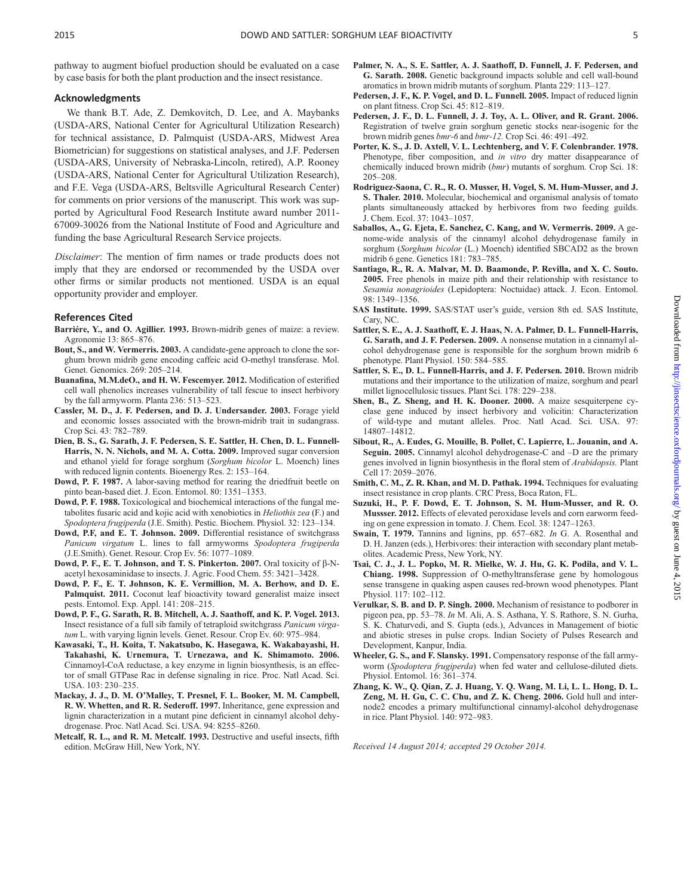pathway to augment biofuel production should be evaluated on a case by case basis for both the plant production and the insect resistance.

## Acknowledgments

We thank B.T. Ade, Z. Demkovitch, D. Lee, and A. Maybanks (USDA-ARS, National Center for Agricultural Utilization Research) for technical assistance, D. Palmquist (USDA-ARS, Midwest Area Biometrician) for suggestions on statistical analyses, and J.F. Pedersen (USDA-ARS, University of Nebraska-Lincoln, retired), A.P. Rooney (USDA-ARS, National Center for Agricultural Utilization Research), and F.E. Vega (USDA-ARS, Beltsville Agricultural Research Center) for comments on prior versions of the manuscript. This work was supported by Agricultural Food Research Institute award number 2011-67009-30026 from the National Institute of Food and Agriculture and funding the base Agricultural Research Service projects.

*Disclaimer*: The mention of firm names or trade products does not imply that they are endorsed or recommended by the USDA over other firms or similar products not mentioned. USDA is an equal opportunity provider and employer.

## References Cited

**Barriére, Y., and O. Agillier. 1993.** Brown-midrib genes of maize: a review. Agronomie 13: 865–876.

**Bout, S., and W. Vermerris. 2003.** A candidate-gene approach to clone the sorghum brown midrib gene encoding caffeic acid O-methyl transferase. Mol. Genet. Genomics. 269: 205–214.

**Buanafina, M.M.deO., and H. W. Fescemyer. 2012.** Modification of esterified cell wall phenolics increases vulnerability of tall fescue to insect herbivory by the fall armyworm. Planta 236: 513–523.

**Cassler, M. D., J. F. Pedersen, and D. J. Undersander. 2003.** Forage yield and economic losses associated with the brown-midrib trait in sudangrass. Crop Sci. 43: 782–789.

**Dien, B. S., G. Sarath, J. F. Pedersen, S. E. Sattler, H. Chen, D. L. Funnell-Harris, N. N. Nichols, and M. A. Cotta. 2009.** Improved sugar conversion and ethanol yield for forage sorghum (*Sorghum bicolor* L. Moench) lines with reduced lignin contents. Bioenergy Res. 2: 153–164.

**Dowd, P. F. 1987.** A labor-saving method for rearing the driedfruit beetle on pinto bean-based diet. J. Econ. Entomol. 80: 1351–1353.

**Dowd, P. F. 1988.** Toxicological and biochemical interactions of the fungal metabolites fusaric acid and kojic acid with xenobiotics in *Heliothis zea* (F.) and *Spodoptera frugiperda* (J.E. Smith). Pestic. Biochem. Physiol. 32: 123–134.

**Dowd, P.F, and E. T. Johnson. 2009.** Differential resistance of switchgrass *Panicum virgatum* L. lines to fall armyworms *Spodoptera frugiperda* (J.E.Smith). Genet. Resour. Crop Ev. 56: 1077–1089.

**Dowd, P. F., E. T. Johnson, and T. S. Pinkerton. 2007.** Oral toxicity of β-N-acetyl hexosaminidase to insects. J. Agric. Food Chem. 55: 3421–3428.

**Dowd, P. F., E. T. Johnson, K. E. Vermillion, M. A. Berhow, and D. E. Palmquist. 2011.** Coconut leaf bioactivity toward generalist maize insect pests. Entomol. Exp. Appl. 141: 208–215.

**Dowd, P. F., G. Sarath, R. B. Mitchell, A. J. Saathoff, and K. P. Vogel. 2013.** Insect resistance of a full sib family of tetraploid switchgrass *Panicum virgatum* L. with varying lignin levels. Genet. Resour. Crop Ev. 60: 975–984.

**Kawasaki, T., H. Koita, T. Nakatsubo, K. Hasegawa, K. Wakabayashi, H. Takahashi, K. Urnemura, T. Urnezawa, and K. Shimamoto. 2006.** Cinnamoyl-CoA reductase, a key enzyme in lignin biosynthesis, is an effector of small GTPase Rac in defense signaling in rice. Proc. Natl Acad. Sci. USA. 103: 230–235.

**Mackay, J. J., D. M. O'Malley, T. Presnel, F. L. Booker, M. M. Campbell, R. W. Whetten, and R. R. Sederoff. 1997.** Inheritance, gene expression and lignin characterization in a mutant pine deficient in cinnamyl alcohol dehydrogenase. Proc. Natl Acad. Sci. USA. 94: 8255–8260.

**Metcalf, R. L., and R. M. Metcalf. 1993.** Destructive and useful insects, fifth edition. McGraw Hill, New York, NY.

**Palmer, N. A., S. E. Sattler, A. J. Saathoff, D. Funnell, J. F. Pedersen, and G. Sarath. 2008.** Genetic background impacts soluble and cell wall-bound aromatics in brown midrib mutants of sorghum. Planta 229: 113–127.

**Pedersen, J. F., K. P. Vogel, and D. L. Funnell. 2005.** Impact of reduced lignin on plant fitness. Crop Sci. 45: 812–819.

**Pedersen, J. F., D. L. Funnell, J. J. Toy, A. L. Oliver, and R. Grant. 2006.** Registration of twelve grain sorghum genetic stocks near-isogenic for the brown midrib genes *bmr-6* and *bmr-12*. Crop Sci. 46: 491–492.

**Porter, K. S., J. D. Axtell, V. L. Lechtenberg, and V. F. Colenbrander. 1978.** Phenotype, fiber composition, and *in vitro* dry matter disappearance of chemically induced brown midrib (*bmr*) mutants of sorghum. Crop Sci. 18: 205–208.

**Rodriguez-Saona, C. R., R. O. Musser, H. Vogel, S. M. Hum-Musser, and J. S. Thaler. 2010.** Molecular, biochemical and organismal analysis of tomato plants simultaneously attacked by herbivores from two feeding guilds. J. Chem. Ecol. 37: 1043–1057.

**Saballos, A., G. Ejeta, E. Sanchez, C. Kang, and W. Vermerris. 2009.** A genome-wide analysis of the cinnamyl alcohol dehydrogenase family in sorghum (*Sorghum bicolor* (L.) Moench) identified SBCAD2 as the brown midrib 6 gene. Genetics 181: 783–785.

**Santiago, R., R. A. Malvar, M. D. Baamonde, P. Revilla, and X. C. Souto. 2005.** Free phenols in maize pith and their relationship with resistance to *Sesamia nonagrioides* (Lepidoptera: Noctuidae) attack. J. Econ. Entomol. 98: 1349–1356.

**SAS Institute. 1999.** SAS/STAT user's guide, version 8th ed. SAS Institute, Cary, NC.

**Sattler, S. E., A. J. Saathoff, E. J. Haas, N. A. Palmer, D. L. Funnell-Harris, G. Sarath, and J. F. Pedersen. 2009.** A nonsense mutation in a cinnamyl alcohol dehydrogenase gene is responsible for the sorghum brown midrib 6 phenotype. Plant Physiol. 150: 584–585.

**Sattler, S. E., D. L. Funnell-Harris, and J. F. Pedersen. 2010.** Brown midrib mutations and their importance to the utilization of maize, sorghum and pearl millet lignocellulosic tissues. Plant Sci. 178: 229–238.

**Shen, B., Z. Sheng, and H. K. Dooner. 2000.** A maize sesquiterpene cyclase gene induced by insect herbivory and volicitin: Characterization of wild-type and mutant alleles. Proc. Natl Acad. Sci. USA. 97: 14807–14812.

**Sibout, R., A. Eudes, G. Mouille, B. Pollet, C. Lapierre, L. Jouanin, and A. Seguin. 2005.** Cinnamyl alcohol dehydrogenase-C and –D are the primary genes involved in lignin biosynthesis in the floral stem of *Arabidopsis.* Plant Cell 17: 2059–2076.

**Smith, C. M., Z. R. Khan, and M. D. Pathak. 1994.** Techniques for evaluating insect resistance in crop plants. CRC Press, Boca Raton, FL.

**Suzuki, H., P. F. Dowd, E. T. Johnson, S. M. Hum-Musser, and R. O. Mussser. 2012.** Effects of elevated peroxidase levels and corn earworm feeding on gene expression in tomato. J. Chem. Ecol. 38: 1247–1263.

**Swain, T. 1979.** Tannins and lignins, pp. 657–682. *In* G. A. Rosenthal and D. H. Janzen (eds.), Herbivores: their interaction with secondary plant metabolites. Academic Press, New York, NY.

**Tsai, C. J., J. L. Popko, M. R. Mielke, W. J. Hu, G. K. Podila, and V. L. Chiang. 1998.** Suppression of O-methyltransferase gene by homologous sense transgene in quaking aspen causes red-brown wood phenotypes. Plant Physiol. 117: 102–112.

**Verulkar, S. B. and D. P. Singh. 2000.** Mechanism of resistance to podborer in pigeon pea, pp. 53–78. *In* M. Ali, A. S. Asthana, Y. S. Rathore, S. N. Gurha, S. K. Chaturvedi, and S. Gupta (eds.), Advances in Management of biotic and abiotic streses in pulse crops. Indian Society of Pulses Research and Development, Kanpur, India.

**Wheeler, G. S., and F. Slansky. 1991.** Compensatory response of the fall armyworm (*Spodoptera frugiperda*) when fed water and cellulose-diluted diets. Physiol. Entomol. 16: 361–374.

**Zhang, K. W., Q. Qian, Z. J. Huang, Y. Q. Wang, M. Li, L. L. Hong, D. L. Zeng, M. H. Gu, C. C. Chu, and Z. K. Cheng. 2006.** Gold hull and internode2 encodes a primary multifunctional cinnamyl-alcohol dehydrogenase in rice. Plant Physiol. 140: 972–983.

*Received 14 August 2014; accepted 29 October 2014.*